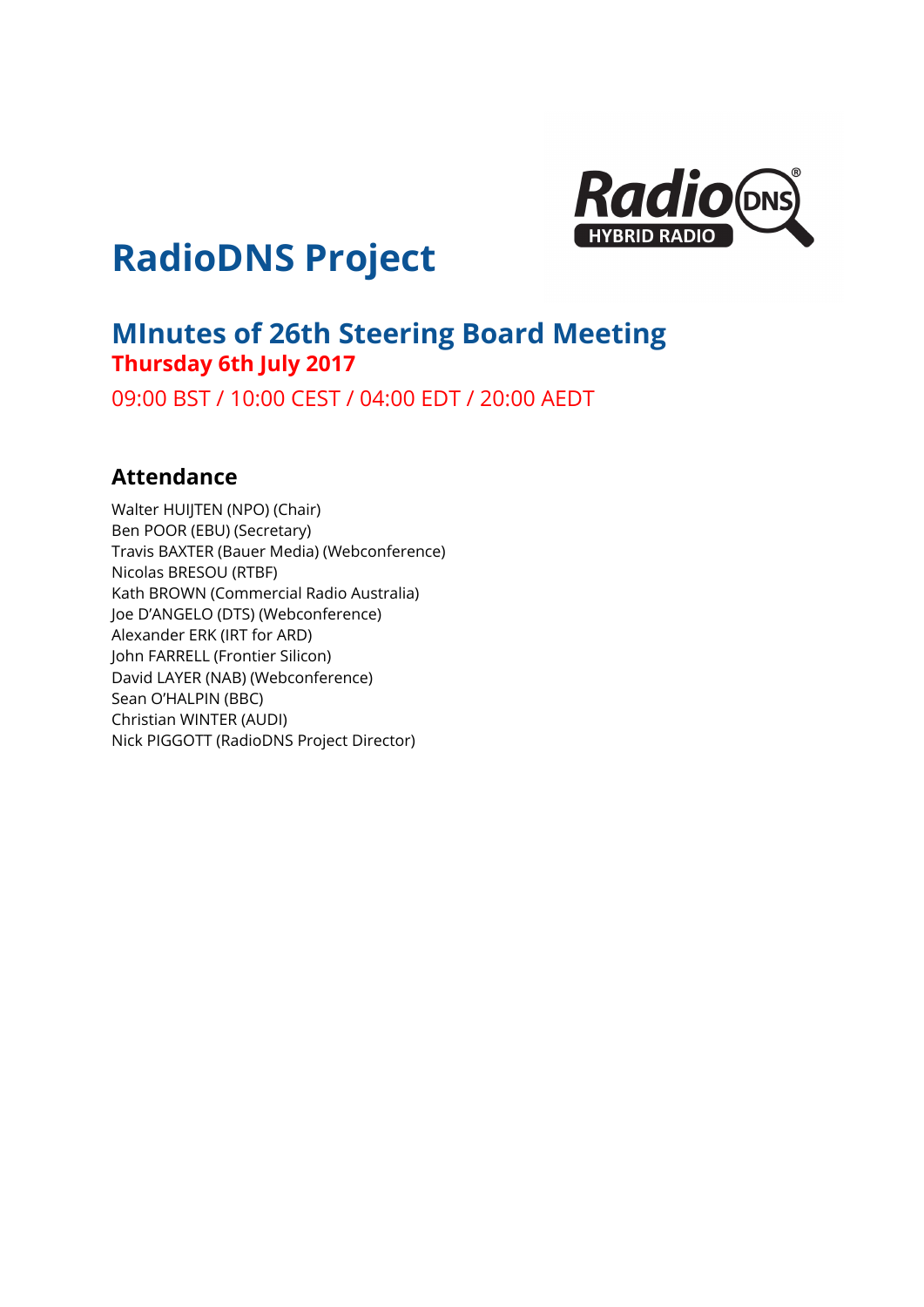# RadioDNS Project

## MInutes of 26th Steering Board Meeting

**Thursday 6th July 2017**

09:00 BST / 10:00 CEST / 04:00 EDT / 20:00 AEDT

### Attendance

Walter HUIJTEN (NPO) (Chair)
Ben POOR (EBU) (Secretary)
Travis BAXTER (Bauer Media) (Webconference)
Nicolas BRESOU (RTBF)
Kath BROWN (Commercial Radio Australia)
Joe D'ANGELO (DTS) (Webconference)
Alexander ERK (IRT for ARD)
John FARRELL (Frontier Silicon)
David LAYER (NAB) (Webconference)
Sean O'HALPIN (BBC)
Christian WINTER (AUDI)
Nick PIGGOTT (RadioDNS Project Director)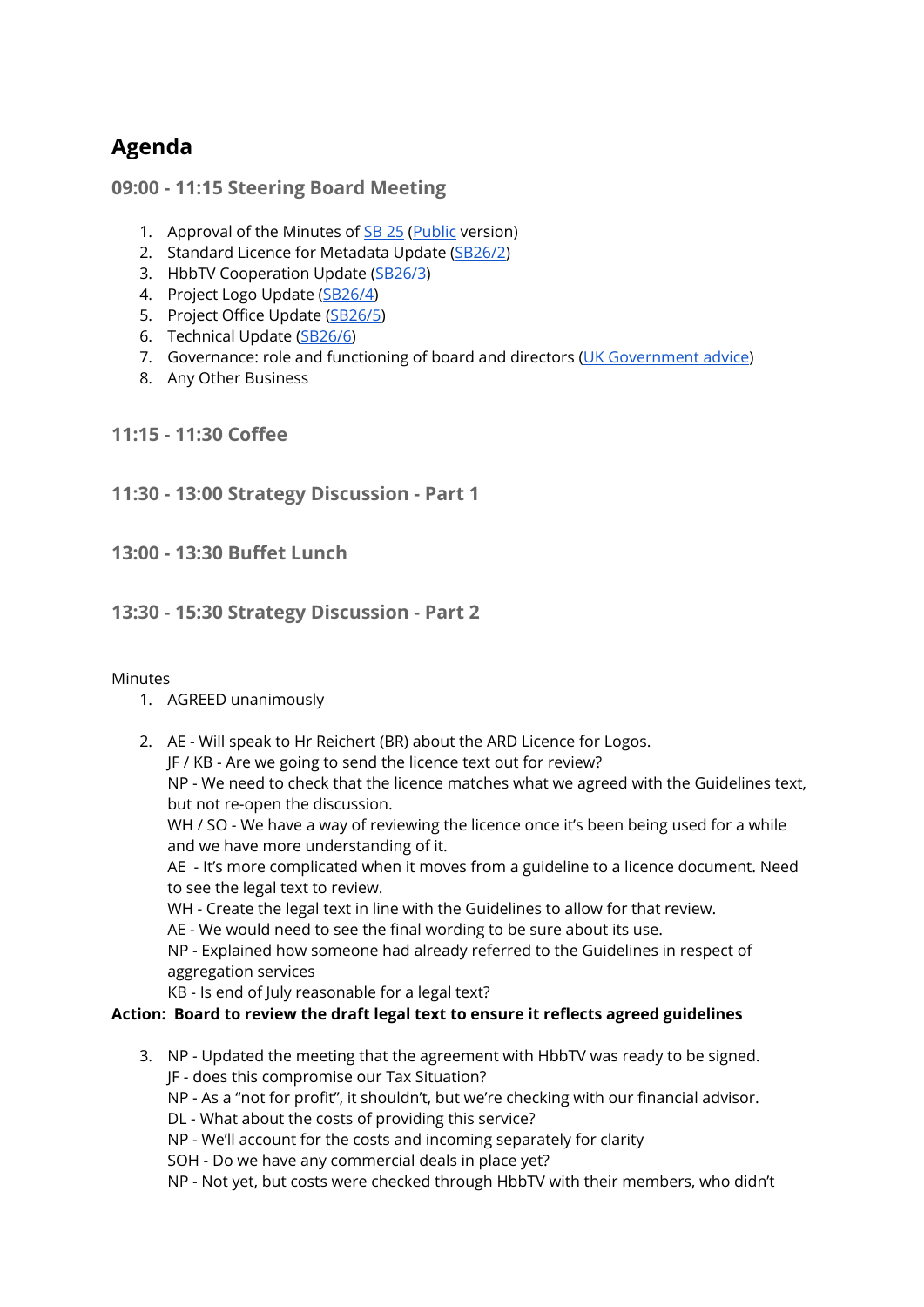## Agenda

### 09:00 - 11:15 Steering Board Meeting

1. Approval of the Minutes of SB 25 (Public version)
2. Standard Licence for Metadata Update (SB26/2)
3. HbbTV Cooperation Update (SB26/3)
4. Project Logo Update (SB26/4)
5. Project Office Update (SB26/5)
6. Technical Update (SB26/6)
7. Governance: role and functioning of board and directors (UK Government advice)
8. Any Other Business

### 11:15 - 11:30 Coffee

### 11:30 - 13:00 Strategy Discussion - Part 1

### 13:00 - 13:30 Buffet Lunch

### 13:30 - 15:30 Strategy Discussion - Part 2

Minutes

1. AGREED unanimously

2. AE - Will speak to Hr Reichert (BR) about the ARD Licence for Logos.
   JF / KB - Are we going to send the licence text out for review?
   NP - We need to check that the licence matches what we agreed with the Guidelines text, but not re-open the discussion.
   WH / SO - We have a way of reviewing the licence once it's been being used for a while and we have more understanding of it.
   AE - It's more complicated when it moves from a guideline to a licence document. Need to see the legal text to review.
   WH - Create the legal text in line with the Guidelines to allow for that review.
   AE - We would need to see the final wording to be sure about its use.
   NP - Explained how someone had already referred to the Guidelines in respect of aggregation services
   KB - Is end of July reasonable for a legal text?

**Action: Board to review the draft legal text to ensure it reflects agreed guidelines**

3. NP - Updated the meeting that the agreement with HbbTV was ready to be signed.
   JF - does this compromise our Tax Situation?
   NP - As a "not for profit", it shouldn't, but we're checking with our financial advisor.
   DL - What about the costs of providing this service?
   NP - We'll account for the costs and incoming separately for clarity
   SOH - Do we have any commercial deals in place yet?
   NP - Not yet, but costs were checked through HbbTV with their members, who didn't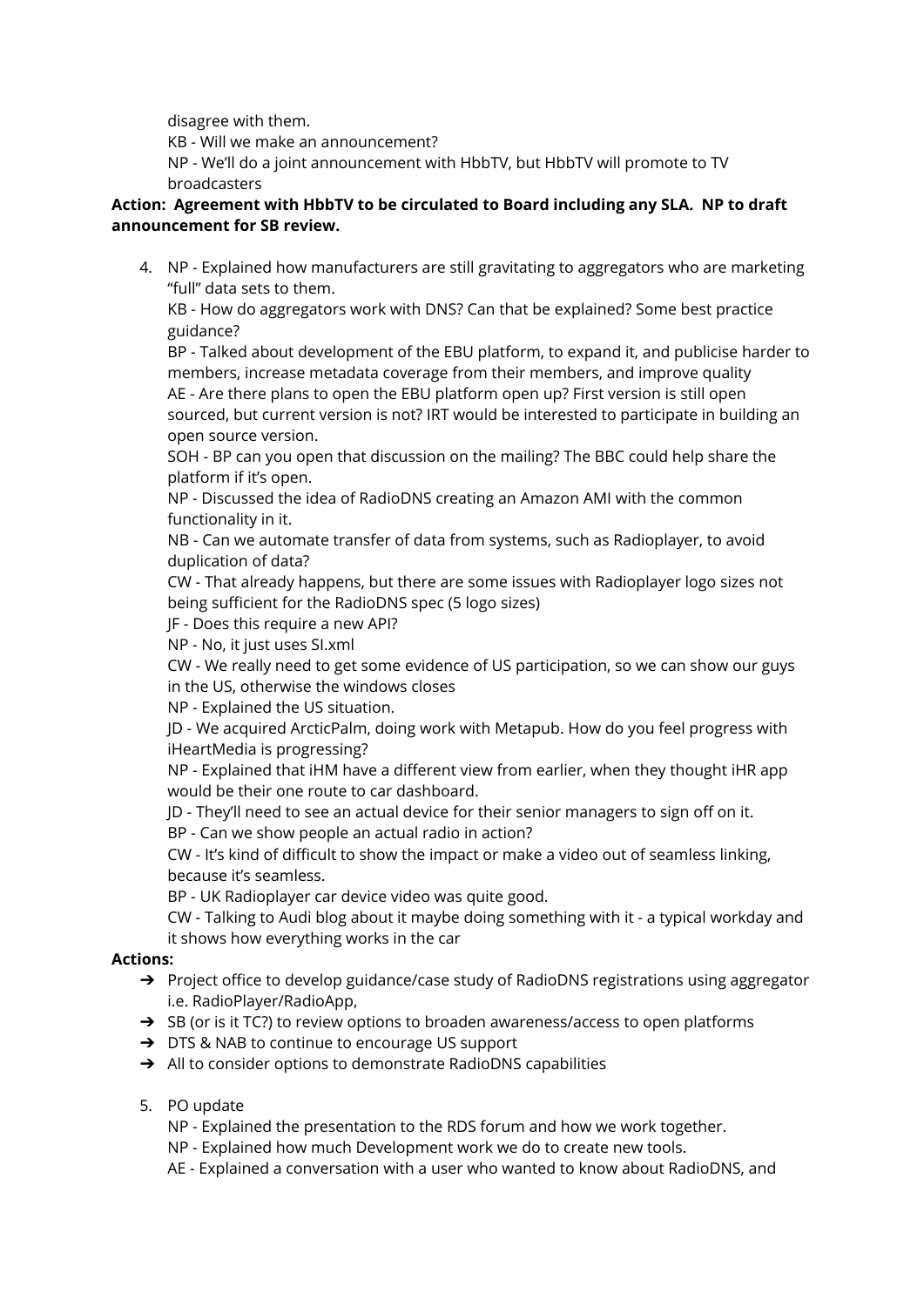disagree with them.
KB - Will we make an announcement?
NP - We'll do a joint announcement with HbbTV, but HbbTV will promote to TV broadcasters

**Action: Agreement with HbbTV to be circulated to Board including any SLA. NP to draft announcement for SB review.**

4. NP - Explained how manufacturers are still gravitating to aggregators who are marketing "full" data sets to them.
   KB - How do aggregators work with DNS? Can that be explained? Some best practice guidance?
   BP - Talked about development of the EBU platform, to expand it, and publicise harder to members, increase metadata coverage from their members, and improve quality
   AE - Are there plans to open the EBU platform open up? First version is still open sourced, but current version is not? IRT would be interested to participate in building an open source version.
   SOH - BP can you open that discussion on the mailing? The BBC could help share the platform if it's open.
   NP - Discussed the idea of RadioDNS creating an Amazon AMI with the common functionality in it.
   NB - Can we automate transfer of data from systems, such as Radioplayer, to avoid duplication of data?
   CW - That already happens, but there are some issues with Radioplayer logo sizes not being sufficient for the RadioDNS spec (5 logo sizes)
   JF - Does this require a new API?
   NP - No, it just uses SI.xml
   CW - We really need to get some evidence of US participation, so we can show our guys in the US, otherwise the windows closes
   NP - Explained the US situation.
   JD - We acquired ArcticPalm, doing work with Metapub. How do you feel progress with iHeartMedia is progressing?
   NP - Explained that iHM have a different view from earlier, when they thought iHR app would be their one route to car dashboard.
   JD - They'll need to see an actual device for their senior managers to sign off on it.
   BP - Can we show people an actual radio in action?
   CW - It's kind of difficult to show the impact or make a video out of seamless linking, because it's seamless.
   BP - UK Radioplayer car device video was quite good.
   CW - Talking to Audi blog about it maybe doing something with it - a typical workday and it shows how everything works in the car

**Actions:**

- ➔ Project office to develop guidance/case study of RadioDNS registrations using aggregator i.e. RadioPlayer/RadioApp,
- ➔ SB (or is it TC?) to review options to broaden awareness/access to open platforms
- ➔ DTS & NAB to continue to encourage US support
- ➔ All to consider options to demonstrate RadioDNS capabilities

5. PO update
   NP - Explained the presentation to the RDS forum and how we work together.
   NP - Explained how much Development work we do to create new tools.
   AE - Explained a conversation with a user who wanted to know about RadioDNS, and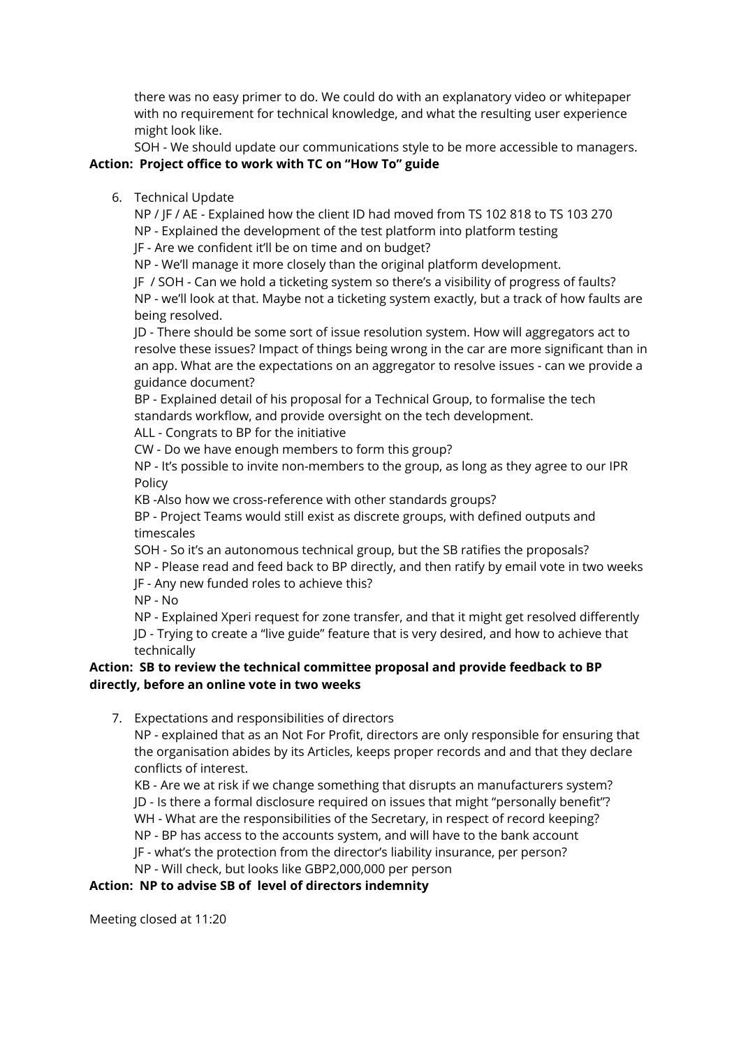there was no easy primer to do. We could do with an explanatory video or whitepaper with no requirement for technical knowledge, and what the resulting user experience might look like.
SOH - We should update our communications style to be more accessible to managers.

**Action: Project office to work with TC on "How To" guide**

6. Technical Update
   NP / JF / AE - Explained how the client ID had moved from TS 102 818 to TS 103 270
   NP - Explained the development of the test platform into platform testing
   JF - Are we confident it'll be on time and on budget?
   NP - We'll manage it more closely than the original platform development.
   JF / SOH - Can we hold a ticketing system so there's a visibility of progress of faults?
   NP - we'll look at that. Maybe not a ticketing system exactly, but a track of how faults are being resolved.
   JD - There should be some sort of issue resolution system. How will aggregators act to resolve these issues? Impact of things being wrong in the car are more significant than in an app. What are the expectations on an aggregator to resolve issues - can we provide a guidance document?
   BP - Explained detail of his proposal for a Technical Group, to formalise the tech standards workflow, and provide oversight on the tech development.
   ALL - Congrats to BP for the initiative
   CW - Do we have enough members to form this group?
   NP - It's possible to invite non-members to the group, as long as they agree to our IPR Policy
   KB -Also how we cross-reference with other standards groups?
   BP - Project Teams would still exist as discrete groups, with defined outputs and timescales
   SOH - So it's an autonomous technical group, but the SB ratifies the proposals?
   NP - Please read and feed back to BP directly, and then ratify by email vote in two weeks
   JF - Any new funded roles to achieve this?
   NP - No
   NP - Explained Xperi request for zone transfer, and that it might get resolved differently
   JD - Trying to create a "live guide" feature that is very desired, and how to achieve that technically

**Action: SB to review the technical committee proposal and provide feedback to BP directly, before an online vote in two weeks**

7. Expectations and responsibilities of directors
   NP - explained that as an Not For Profit, directors are only responsible for ensuring that the organisation abides by its Articles, keeps proper records and and that they declare conflicts of interest.
   KB - Are we at risk if we change something that disrupts an manufacturers system?
   JD - Is there a formal disclosure required on issues that might "personally benefit"?
   WH - What are the responsibilities of the Secretary, in respect of record keeping?
   NP - BP has access to the accounts system, and will have to the bank account
   JF - what's the protection from the director's liability insurance, per person?
   NP - Will check, but looks like GBP2,000,000 per person

**Action: NP to advise SB of level of directors indemnity**

Meeting closed at 11:20